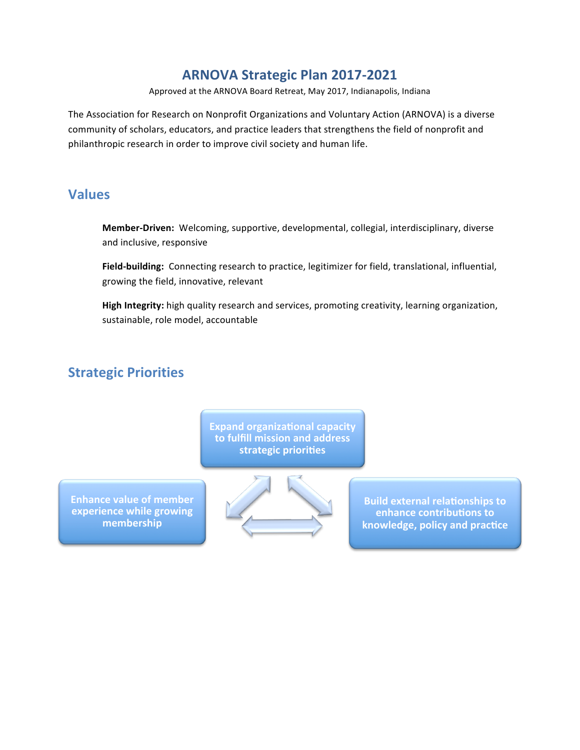# ARNOVA Strategic Plan 2017-2021

Approved at the ARNOVA Board Retreat, May 2017, Indianapolis, Indiana

The Association for Research on Nonprofit Organizations and Voluntary Action (ARNOVA) is a diverse community of scholars, educators, and practice leaders that strengthens the field of nonprofit and philanthropic research in order to improve civil society and human life.

## Values

**Member-Driven:** Welcoming, supportive, developmental, collegial, interdisciplinary, diverse and inclusive, responsive

**Field-building:** Connecting research to practice, legitimizer for field, translational, influential, growing the field, innovative, relevant

**High Integrity:** high quality research and services, promoting creativity, learning organization, sustainable, role model, accountable

## Strategic Priorities

Expand organizational capacity to fulfill mission and address strategic priorities

Enhance value of member experience while growing membership

Build external relationships to enhance contributions to knowledge, policy and practice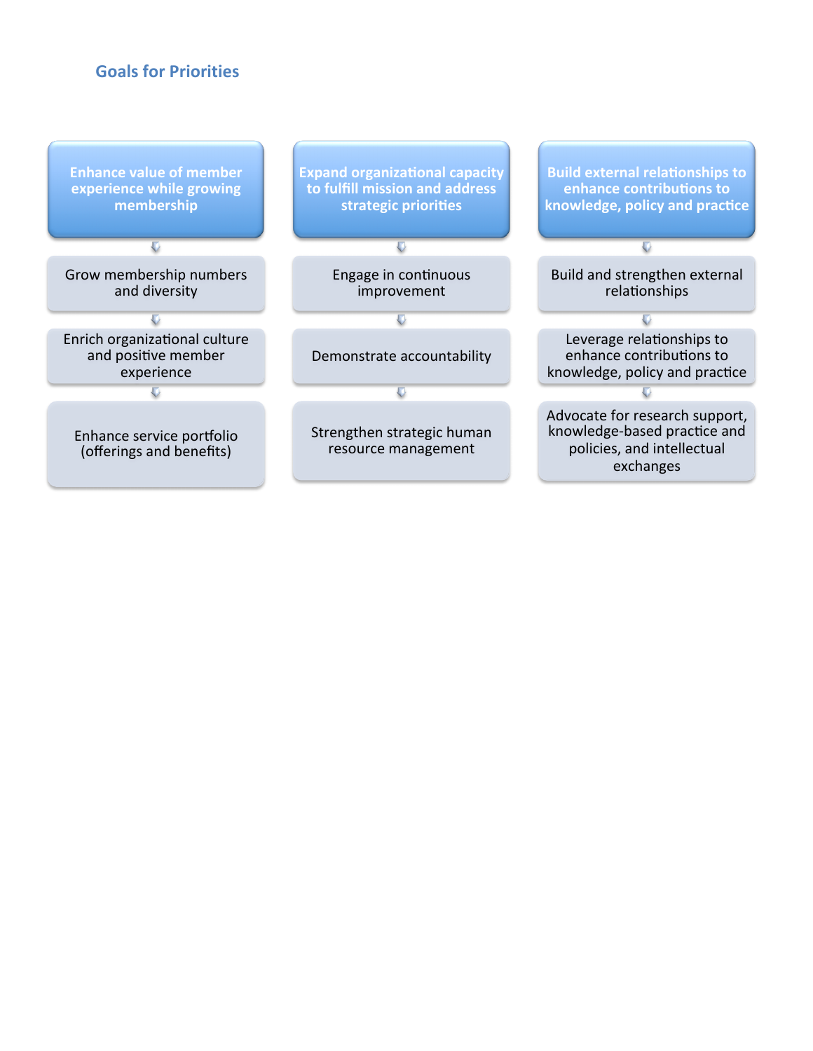## Goals for Priorities

### Enhance value of member experience while growing membership

- Grow membership numbers and diversity
- Enrich organizational culture and positive member experience
- Enhance service portfolio (offerings and benefits)

### Expand organizational capacity to fulfill mission and address strategic priorities

- Engage in continuous improvement
- Demonstrate accountability
- Strengthen strategic human resource management

### Build external relationships to enhance contributions to knowledge, policy and practice

- Build and strengthen external relationships
- Leverage relationships to enhance contributions to knowledge, policy and practice
- Advocate for research support, knowledge-based practice and policies, and intellectual exchanges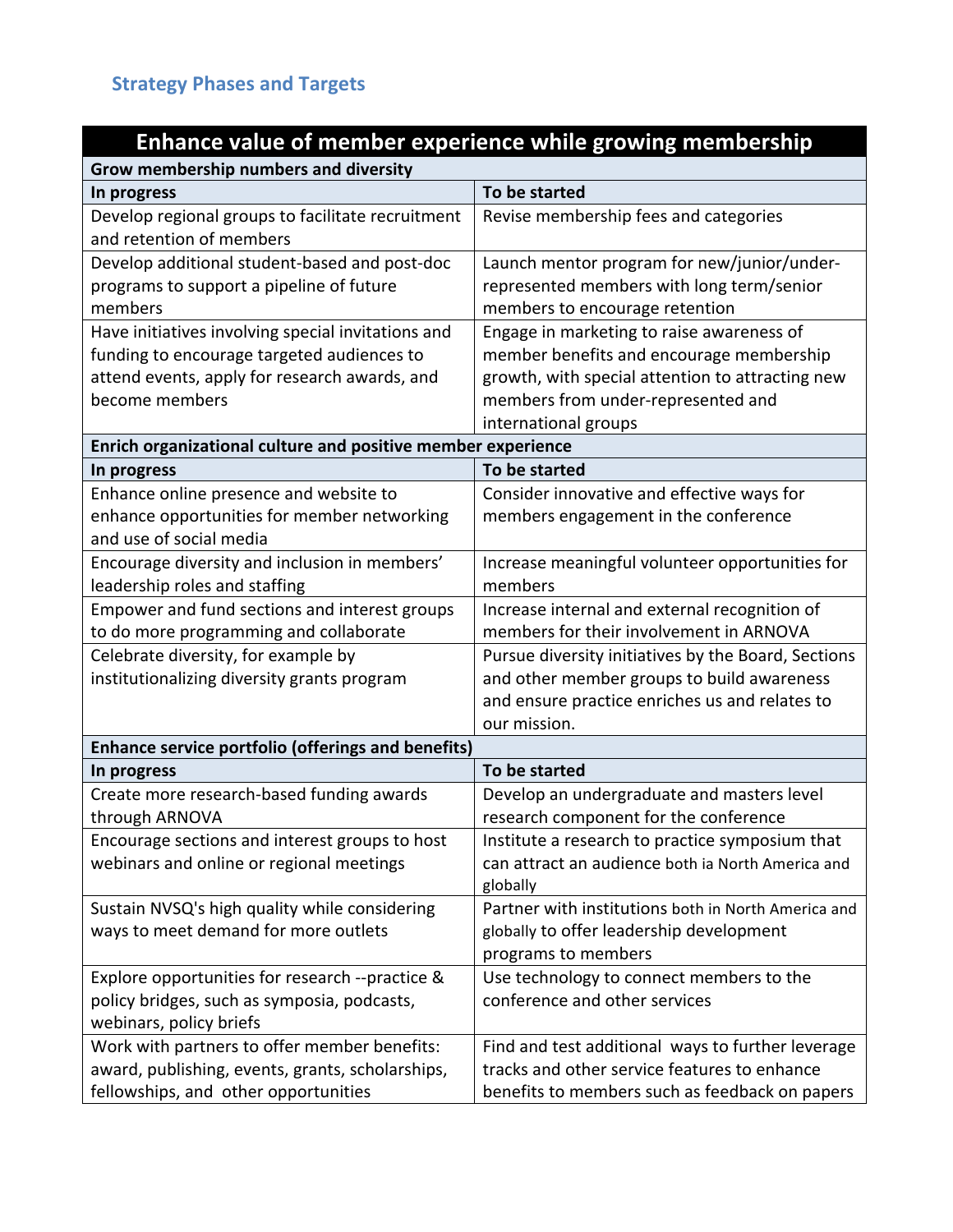## Strategy Phases and Targets

| Enhance value of member experience while growing membership | |
|---|---|
| **Grow membership numbers and diversity** | |
| **In progress** | **To be started** |
| Develop regional groups to facilitate recruitment and retention of members | Revise membership fees and categories |
| Develop additional student-based and post-doc programs to support a pipeline of future members | Launch mentor program for new/junior/under-represented members with long term/senior members to encourage retention |
| Have initiatives involving special invitations and funding to encourage targeted audiences to attend events, apply for research awards, and become members | Engage in marketing to raise awareness of member benefits and encourage membership growth, with special attention to attracting new members from under-represented and international groups |
| **Enrich organizational culture and positive member experience** | |
| **In progress** | **To be started** |
| Enhance online presence and website to enhance opportunities for member networking and use of social media | Consider innovative and effective ways for members engagement in the conference |
| Encourage diversity and inclusion in members' leadership roles and staffing | Increase meaningful volunteer opportunities for members |
| Empower and fund sections and interest groups to do more programming and collaborate | Increase internal and external recognition of members for their involvement in ARNOVA |
| Celebrate diversity, for example by institutionalizing diversity grants program | Pursue diversity initiatives by the Board, Sections and other member groups to build awareness and ensure practice enriches us and relates to our mission. |
| **Enhance service portfolio (offerings and benefits)** | |
| **In progress** | **To be started** |
| Create more research-based funding awards through ARNOVA | Develop an undergraduate and masters level research component for the conference |
| Encourage sections and interest groups to host webinars and online or regional meetings | Institute a research to practice symposium that can attract an audience both ia North America and globally |
| Sustain NVSQ's high quality while considering ways to meet demand for more outlets | Partner with institutions both in North America and globally to offer leadership development programs to members |
| Explore opportunities for research --practice & policy bridges, such as symposia, podcasts, webinars, policy briefs | Use technology to connect members to the conference and other services |
| Work with partners to offer member benefits: award, publishing, events, grants, scholarships, fellowships, and other opportunities | Find and test additional ways to further leverage tracks and other service features to enhance benefits to members such as feedback on papers |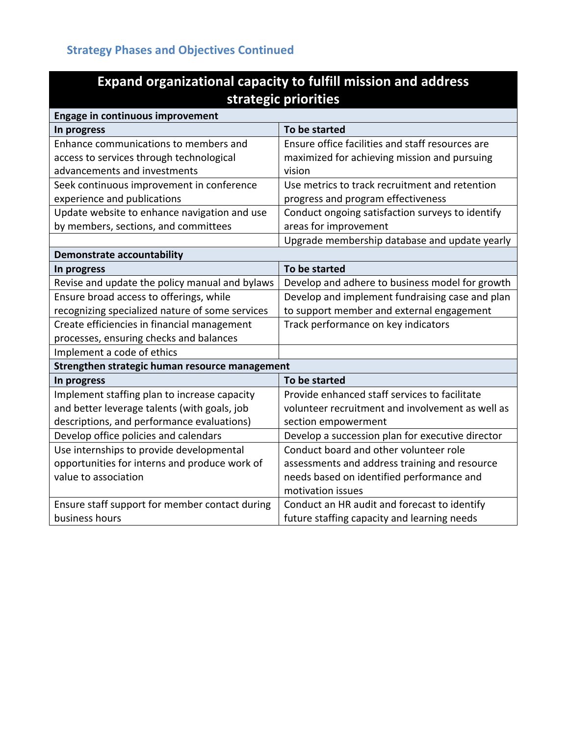### Strategy Phases and Objectives Continued

| Expand organizational capacity to fulfill mission and address strategic priorities | |
|---|---|
| **Engage in continuous improvement** | |
| **In progress** | **To be started** |
| Enhance communications to members and access to services through technological advancements and investments | Ensure office facilities and staff resources are maximized for achieving mission and pursuing vision |
| Seek continuous improvement in conference experience and publications | Use metrics to track recruitment and retention progress and program effectiveness |
| Update website to enhance navigation and use by members, sections, and committees | Conduct ongoing satisfaction surveys to identify areas for improvement |
| | Upgrade membership database and update yearly |
| **Demonstrate accountability** | |
| **In progress** | **To be started** |
| Revise and update the policy manual and bylaws | Develop and adhere to business model for growth |
| Ensure broad access to offerings, while recognizing specialized nature of some services | Develop and implement fundraising case and plan to support member and external engagement |
| Create efficiencies in financial management processes, ensuring checks and balances | Track performance on key indicators |
| Implement a code of ethics | |
| **Strengthen strategic human resource management** | |
| **In progress** | **To be started** |
| Implement staffing plan to increase capacity and better leverage talents (with goals, job descriptions, and performance evaluations) | Provide enhanced staff services to facilitate volunteer recruitment and involvement as well as section empowerment |
| Develop office policies and calendars | Develop a succession plan for executive director |
| Use internships to provide developmental opportunities for interns and produce work of value to association | Conduct board and other volunteer role assessments and address training and resource needs based on identified performance and motivation issues |
| Ensure staff support for member contact during business hours | Conduct an HR audit and forecast to identify future staffing capacity and learning needs |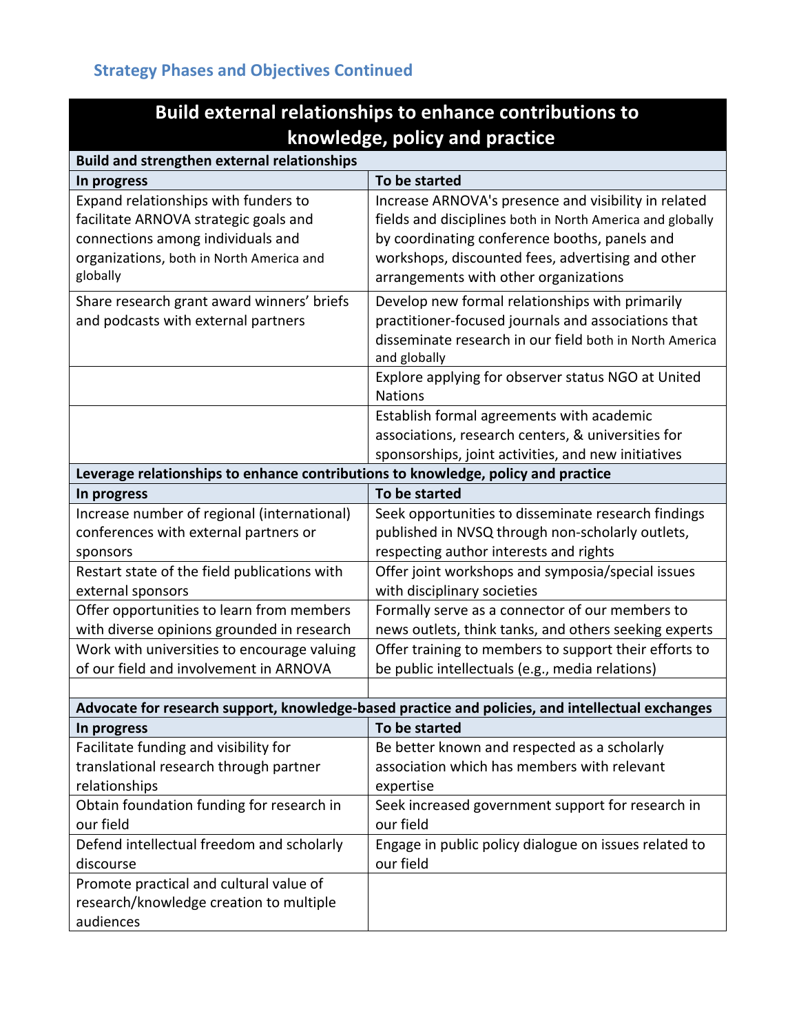## Strategy Phases and Objectives Continued

| Build external relationships to enhance contributions to knowledge, policy and practice | |
|---|---|
| **Build and strengthen external relationships** | |
| **In progress** | **To be started** |
| Expand relationships with funders to facilitate ARNOVA strategic goals and connections among individuals and organizations, both in North America and globally | Increase ARNOVA's presence and visibility in related fields and disciplines both in North America and globally by coordinating conference booths, panels and workshops, discounted fees, advertising and other arrangements with other organizations |
| Share research grant award winners' briefs and podcasts with external partners | Develop new formal relationships with primarily practitioner-focused journals and associations that disseminate research in our field both in North America and globally |
| | Explore applying for observer status NGO at United Nations |
| | Establish formal agreements with academic associations, research centers, & universities for sponsorships, joint activities, and new initiatives |
| **Leverage relationships to enhance contributions to knowledge, policy and practice** | |
| **In progress** | **To be started** |
| Increase number of regional (international) conferences with external partners or sponsors | Seek opportunities to disseminate research findings published in NVSQ through non-scholarly outlets, respecting author interests and rights |
| Restart state of the field publications with external sponsors | Offer joint workshops and symposia/special issues with disciplinary societies |
| Offer opportunities to learn from members with diverse opinions grounded in research | Formally serve as a connector of our members to news outlets, think tanks, and others seeking experts |
| Work with universities to encourage valuing of our field and involvement in ARNOVA | Offer training to members to support their efforts to be public intellectuals (e.g., media relations) |
| | |
| **Advocate for research support, knowledge-based practice and policies, and intellectual exchanges** | |
| **In progress** | **To be started** |
| Facilitate funding and visibility for translational research through partner relationships | Be better known and respected as a scholarly association which has members with relevant expertise |
| Obtain foundation funding for research in our field | Seek increased government support for research in our field |
| Defend intellectual freedom and scholarly discourse | Engage in public policy dialogue on issues related to our field |
| Promote practical and cultural value of research/knowledge creation to multiple audiences | |